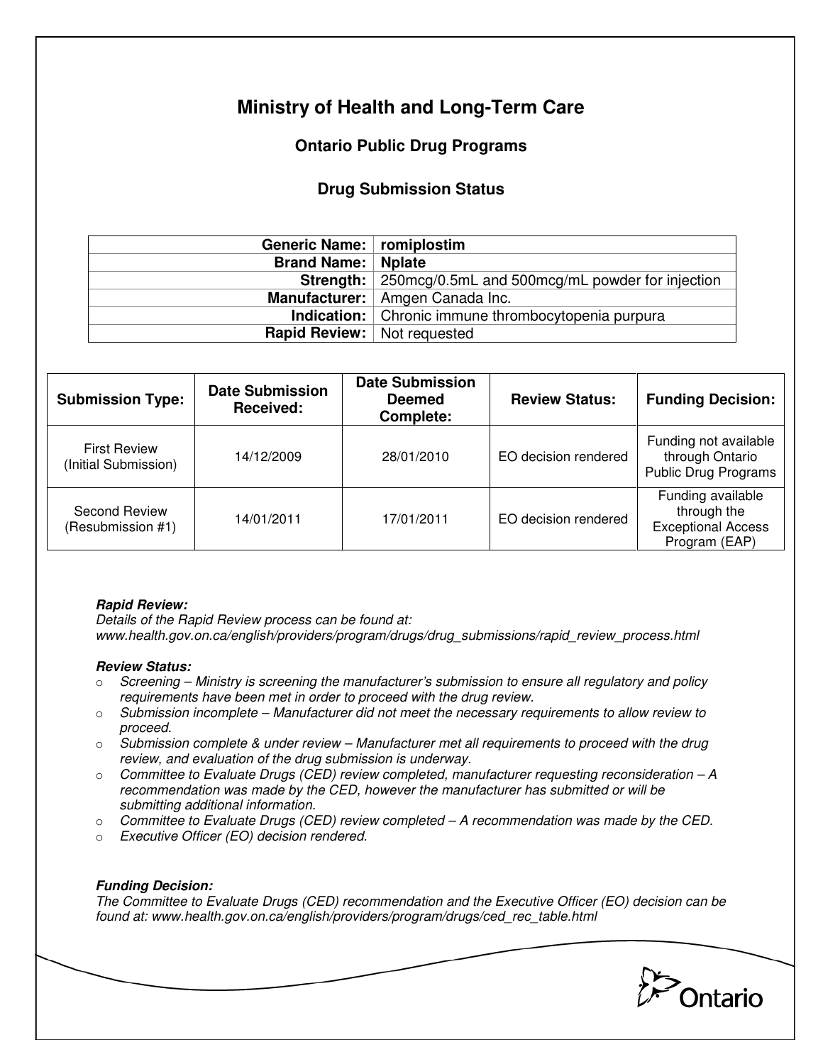# Ministry of Health and Long-Term Care

## Ontario Public Drug Programs

### Drug Submission Status

| | |
|---|---|
| **Generic Name:** | **romiplostim** |
| **Brand Name:** | **Nplate** |
| **Strength:** | 250mcg/0.5mL and 500mcg/mL powder for injection |
| **Manufacturer:** | Amgen Canada Inc. |
| **Indication:** | Chronic immune thrombocytopenia purpura |
| **Rapid Review:** | Not requested |

| Submission Type: | Date Submission Received: | Date Submission Deemed Complete: | Review Status: | Funding Decision: |
|---|---|---|---|---|
| First Review (Initial Submission) | 14/12/2009 | 28/01/2010 | EO decision rendered | Funding not available through Ontario Public Drug Programs |
| Second Review (Resubmission #1) | 14/01/2011 | 17/01/2011 | EO decision rendered | Funding available through the Exceptional Access Program (EAP) |

***Rapid Review:***
*Details of the Rapid Review process can be found at: www.health.gov.on.ca/english/providers/program/drugs/drug_submissions/rapid_review_process.html*

***Review Status:***

- *Screening – Ministry is screening the manufacturer's submission to ensure all regulatory and policy requirements have been met in order to proceed with the drug review.*
- *Submission incomplete – Manufacturer did not meet the necessary requirements to allow review to proceed.*
- *Submission complete & under review – Manufacturer met all requirements to proceed with the drug review, and evaluation of the drug submission is underway.*
- *Committee to Evaluate Drugs (CED) review completed, manufacturer requesting reconsideration – A recommendation was made by the CED, however the manufacturer has submitted or will be submitting additional information.*
- *Committee to Evaluate Drugs (CED) review completed – A recommendation was made by the CED.*
- *Executive Officer (EO) decision rendered.*

***Funding Decision:***
*The Committee to Evaluate Drugs (CED) recommendation and the Executive Officer (EO) decision can be found at: www.health.gov.on.ca/english/providers/program/drugs/ced_rec_table.html*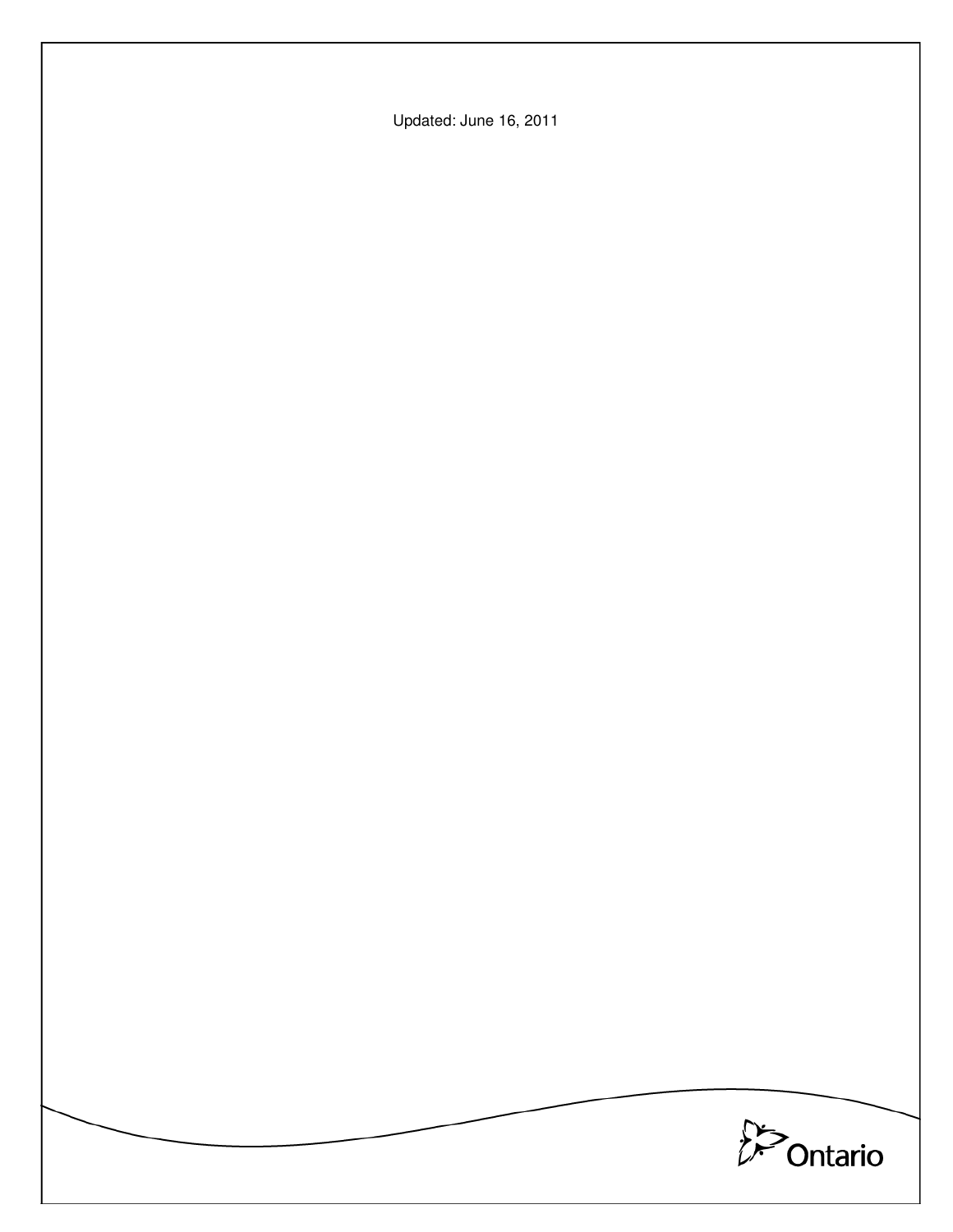Updated: June 16, 2011

Ontario